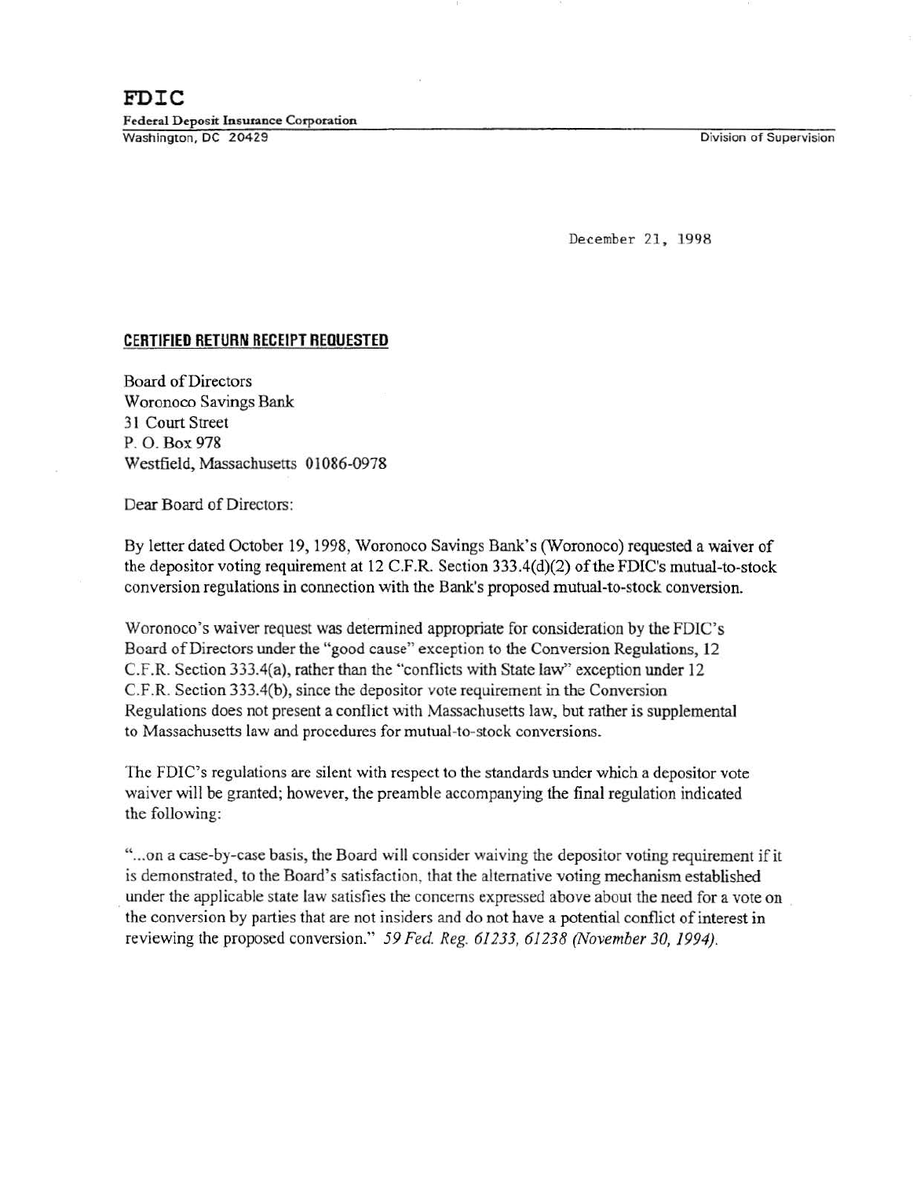**FDIC**

**Federal Deposit Insurance Corporation**

Washington, DC 20429

Division of Supervision

December 21, 1998

**CERTIFIED RETURN RECEIPT REQUESTED**

Board of Directors
Woronoco Savings Bank
31 Court Street
P. O. Box 978
Westfield, Massachusetts 01086-0978

Dear Board of Directors:

By letter dated October 19, 1998, Woronoco Savings Bank's (Woronoco) requested a waiver of the depositor voting requirement at 12 C.F.R. Section 333.4(d)(2) of the FDIC's mutual-to-stock conversion regulations in connection with the Bank's proposed mutual-to-stock conversion.

Woronoco's waiver request was determined appropriate for consideration by the FDIC's Board of Directors under the "good cause" exception to the Conversion Regulations, 12 C.F.R. Section 333.4(a), rather than the "conflicts with State law" exception under 12 C.F.R. Section 333.4(b), since the depositor vote requirement in the Conversion Regulations does not present a conflict with Massachusetts law, but rather is supplemental to Massachusetts law and procedures for mutual-to-stock conversions.

The FDIC's regulations are silent with respect to the standards under which a depositor vote waiver will be granted; however, the preamble accompanying the final regulation indicated the following:

"...on a case-by-case basis, the Board will consider waiving the depositor voting requirement if it is demonstrated, to the Board's satisfaction, that the alternative voting mechanism established under the applicable state law satisfies the concerns expressed above about the need for a vote on the conversion by parties that are not insiders and do not have a potential conflict of interest in reviewing the proposed conversion." *59 Fed. Reg. 61233, 61238 (November 30, 1994).*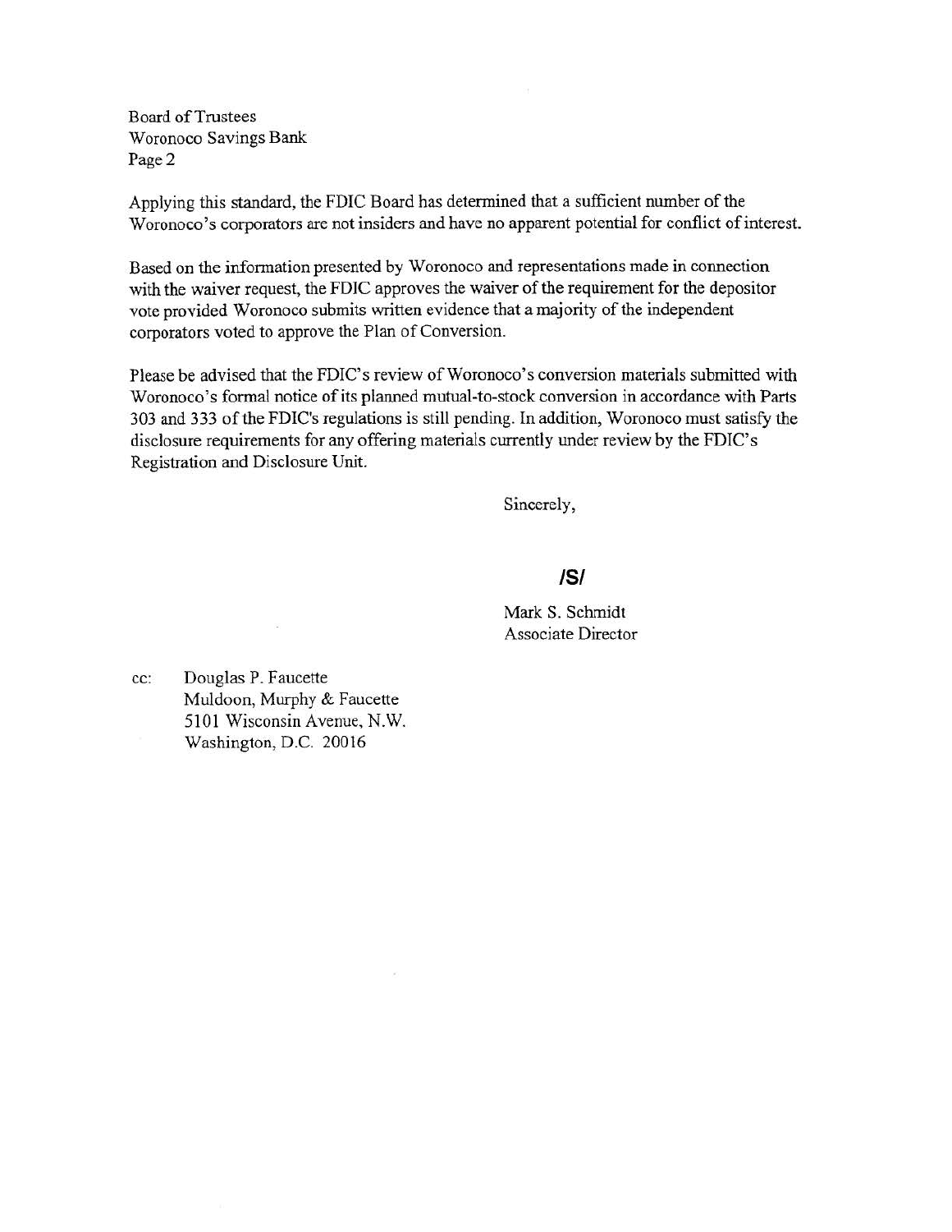Board of Trustees
Woronoco Savings Bank
Page 2

Applying this standard, the FDIC Board has determined that a sufficient number of the Woronoco's corporators are not insiders and have no apparent potential for conflict of interest.

Based on the information presented by Woronoco and representations made in connection with the waiver request, the FDIC approves the waiver of the requirement for the depositor vote provided Woronoco submits written evidence that a majority of the independent corporators voted to approve the Plan of Conversion.

Please be advised that the FDIC's review of Woronoco's conversion materials submitted with Woronoco's formal notice of its planned mutual-to-stock conversion in accordance with Parts 303 and 333 of the FDIC's regulations is still pending. In addition, Woronoco must satisfy the disclosure requirements for any offering materials currently under review by the FDIC's Registration and Disclosure Unit.

Sincerely,

/S/

Mark S. Schmidt
Associate Director

cc: Douglas P. Faucette
Muldoon, Murphy & Faucette
5101 Wisconsin Avenue, N.W.
Washington, D.C. 20016